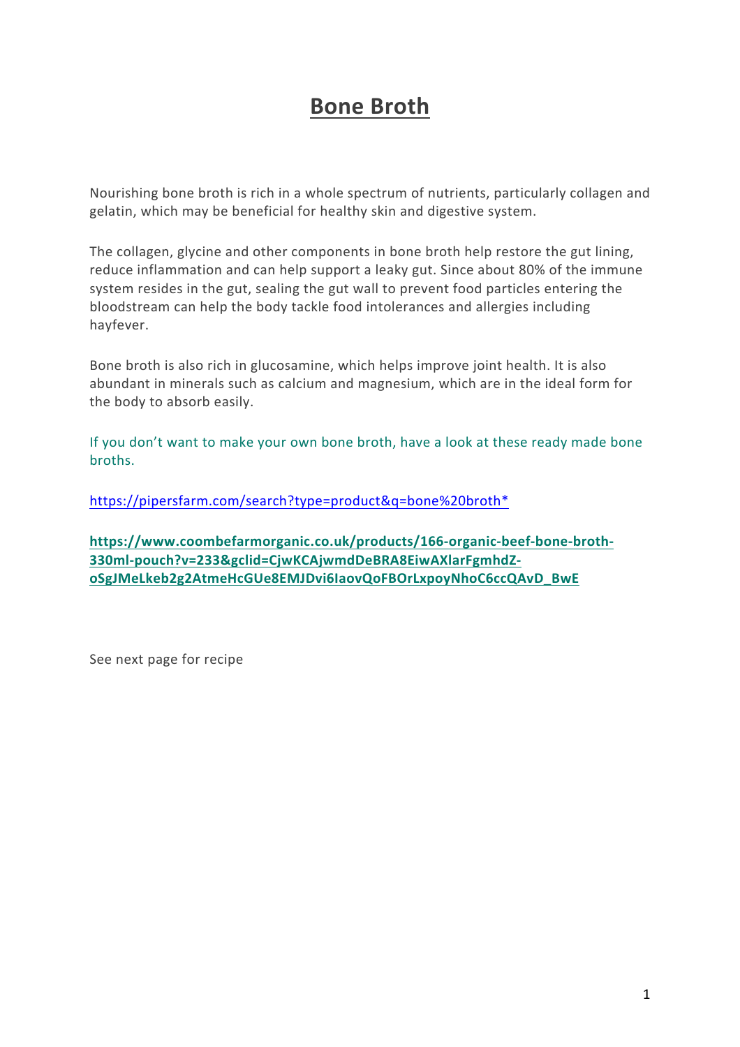# Bone Broth

Nourishing bone broth is rich in a whole spectrum of nutrients, particularly collagen and gelatin, which may be beneficial for healthy skin and digestive system.

The collagen, glycine and other components in bone broth help restore the gut lining, reduce inflammation and can help support a leaky gut. Since about 80% of the immune system resides in the gut, sealing the gut wall to prevent food particles entering the bloodstream can help the body tackle food intolerances and allergies including hayfever.

Bone broth is also rich in glucosamine, which helps improve joint health. It is also abundant in minerals such as calcium and magnesium, which are in the ideal form for the body to absorb easily.

If you don't want to make your own bone broth, have a look at these ready made bone broths.

https://pipersfarm.com/search?type=product&q=bone%20broth*

**https://www.coombefarmorganic.co.uk/products/166-organic-beef-bone-broth-330ml-pouch?v=233&gclid=CjwKCAjwmdDeBRA8EiwAXlarFgmhdZ-oSgJMeLkeb2g2AtmeHcGUe8EMJDvi6IaovQoFBOrLxpoyNhoC6ccQAvD_BwE**

See next page for recipe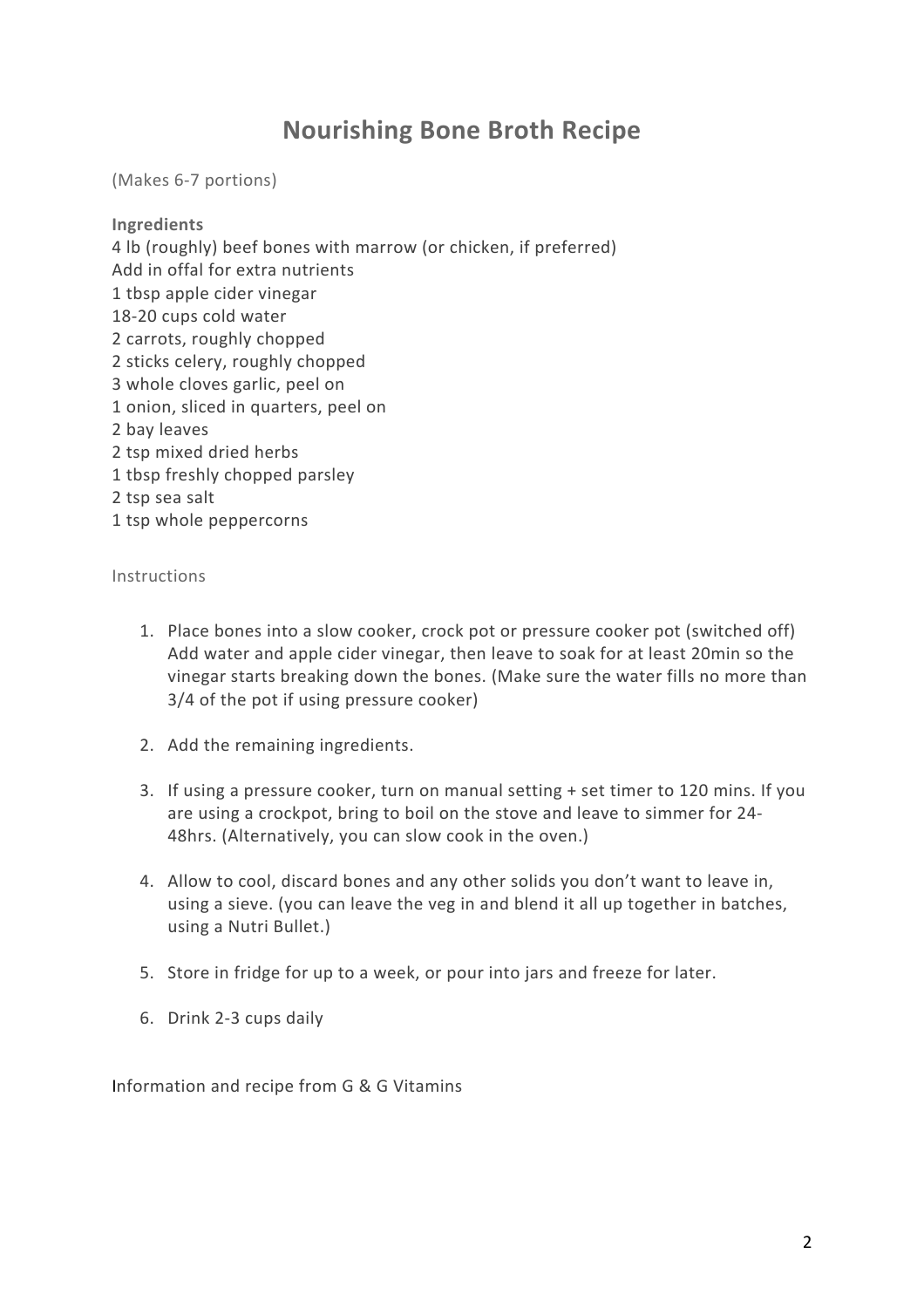# Nourishing Bone Broth Recipe

(Makes 6-7 portions)

**Ingredients**

4 lb (roughly) beef bones with marrow (or chicken, if preferred)
Add in offal for extra nutrients
1 tbsp apple cider vinegar
18-20 cups cold water
2 carrots, roughly chopped
2 sticks celery, roughly chopped
3 whole cloves garlic, peel on
1 onion, sliced in quarters, peel on
2 bay leaves
2 tsp mixed dried herbs
1 tbsp freshly chopped parsley
2 tsp sea salt
1 tsp whole peppercorns

Instructions

1. Place bones into a slow cooker, crock pot or pressure cooker pot (switched off) Add water and apple cider vinegar, then leave to soak for at least 20min so the vinegar starts breaking down the bones. (Make sure the water fills no more than 3/4 of the pot if using pressure cooker)

2. Add the remaining ingredients.

3. If using a pressure cooker, turn on manual setting + set timer to 120 mins. If you are using a crockpot, bring to boil on the stove and leave to simmer for 24-48hrs. (Alternatively, you can slow cook in the oven.)

4. Allow to cool, discard bones and any other solids you don't want to leave in, using a sieve. (you can leave the veg in and blend it all up together in batches, using a Nutri Bullet.)

5. Store in fridge for up to a week, or pour into jars and freeze for later.

6. Drink 2-3 cups daily

Information and recipe from G & G Vitamins